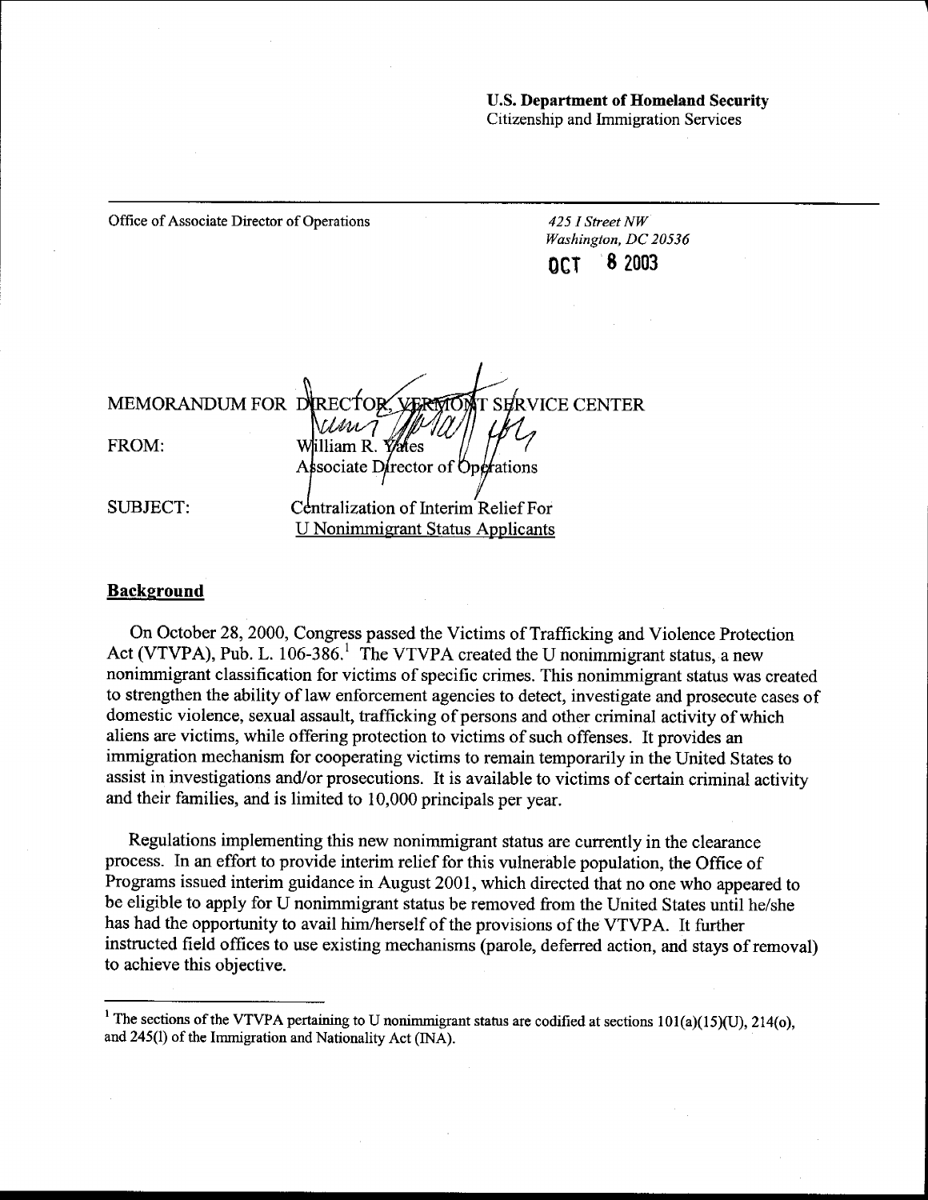**U.S. Department of Homeland Security**
Citizenship and Immigration Services

---

Office of Associate Director of Operations

*425 I Street NW*
*Washington, DC 20536*

OCT 8 2003

MEMORANDUM FOR DIRECTOR, VERMONT SERVICE CENTER

FROM: William R. Yates
Associate Director of Operations

SUBJECT: Centralization of Interim Relief For
U Nonimmigrant Status Applicants

## Background

On October 28, 2000, Congress passed the Victims of Trafficking and Violence Protection Act (VTVPA), Pub. L. 106-386.[1] The VTVPA created the U nonimmigrant status, a new nonimmigrant classification for victims of specific crimes. This nonimmigrant status was created to strengthen the ability of law enforcement agencies to detect, investigate and prosecute cases of domestic violence, sexual assault, trafficking of persons and other criminal activity of which aliens are victims, while offering protection to victims of such offenses. It provides an immigration mechanism for cooperating victims to remain temporarily in the United States to assist in investigations and/or prosecutions. It is available to victims of certain criminal activity and their families, and is limited to 10,000 principals per year.

Regulations implementing this new nonimmigrant status are currently in the clearance process. In an effort to provide interim relief for this vulnerable population, the Office of Programs issued interim guidance in August 2001, which directed that no one who appeared to be eligible to apply for U nonimmigrant status be removed from the United States until he/she has had the opportunity to avail him/herself of the provisions of the VTVPA. It further instructed field offices to use existing mechanisms (parole, deferred action, and stays of removal) to achieve this objective.

---

[1] The sections of the VTVPA pertaining to U nonimmigrant status are codified at sections 101(a)(15)(U), 214(o), and 245(l) of the Immigration and Nationality Act (INA).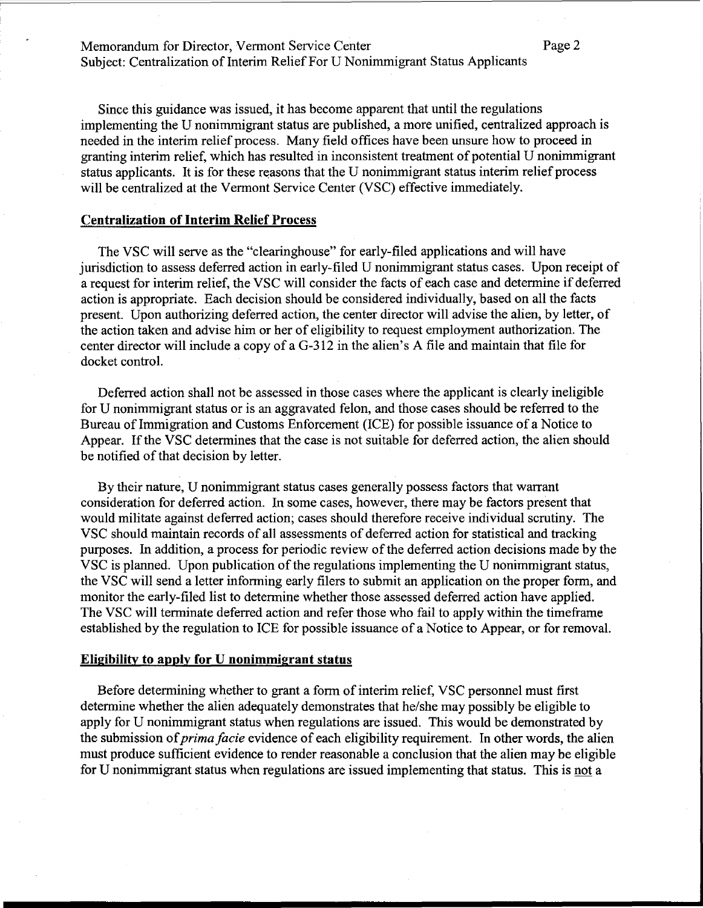Since this guidance was issued, it has become apparent that until the regulations implementing the U nonimmigrant status are published, a more unified, centralized approach is needed in the interim relief process. Many field offices have been unsure how to proceed in granting interim relief, which has resulted in inconsistent treatment of potential U nonimmigrant status applicants. It is for these reasons that the U nonimmigrant status interim relief process will be centralized at the Vermont Service Center (VSC) effective immediately.

**Centralization of Interim Relief Process**

The VSC will serve as the "clearinghouse" for early-filed applications and will have jurisdiction to assess deferred action in early-filed U nonimmigrant status cases. Upon receipt of a request for interim relief, the VSC will consider the facts of each case and determine if deferred action is appropriate. Each decision should be considered individually, based on all the facts present. Upon authorizing deferred action, the center director will advise the alien, by letter, of the action taken and advise him or her of eligibility to request employment authorization. The center director will include a copy of a G-312 in the alien's A file and maintain that file for docket control.

Deferred action shall not be assessed in those cases where the applicant is clearly ineligible for U nonimmigrant status or is an aggravated felon, and those cases should be referred to the Bureau of Immigration and Customs Enforcement (ICE) for possible issuance of a Notice to Appear. If the VSC determines that the case is not suitable for deferred action, the alien should be notified of that decision by letter.

By their nature, U nonimmigrant status cases generally possess factors that warrant consideration for deferred action. In some cases, however, there may be factors present that would militate against deferred action; cases should therefore receive individual scrutiny. The VSC should maintain records of all assessments of deferred action for statistical and tracking purposes. In addition, a process for periodic review of the deferred action decisions made by the VSC is planned. Upon publication of the regulations implementing the U nonimmigrant status, the VSC will send a letter informing early filers to submit an application on the proper form, and monitor the early-filed list to determine whether those assessed deferred action have applied. The VSC will terminate deferred action and refer those who fail to apply within the timeframe established by the regulation to ICE for possible issuance of a Notice to Appear, or for removal.

**Eligibility to apply for U nonimmigrant status**

Before determining whether to grant a form of interim relief, VSC personnel must first determine whether the alien adequately demonstrates that he/she may possibly be eligible to apply for U nonimmigrant status when regulations are issued. This would be demonstrated by the submission of *prima facie* evidence of each eligibility requirement. In other words, the alien must produce sufficient evidence to render reasonable a conclusion that the alien may be eligible for U nonimmigrant status when regulations are issued implementing that status. This is not a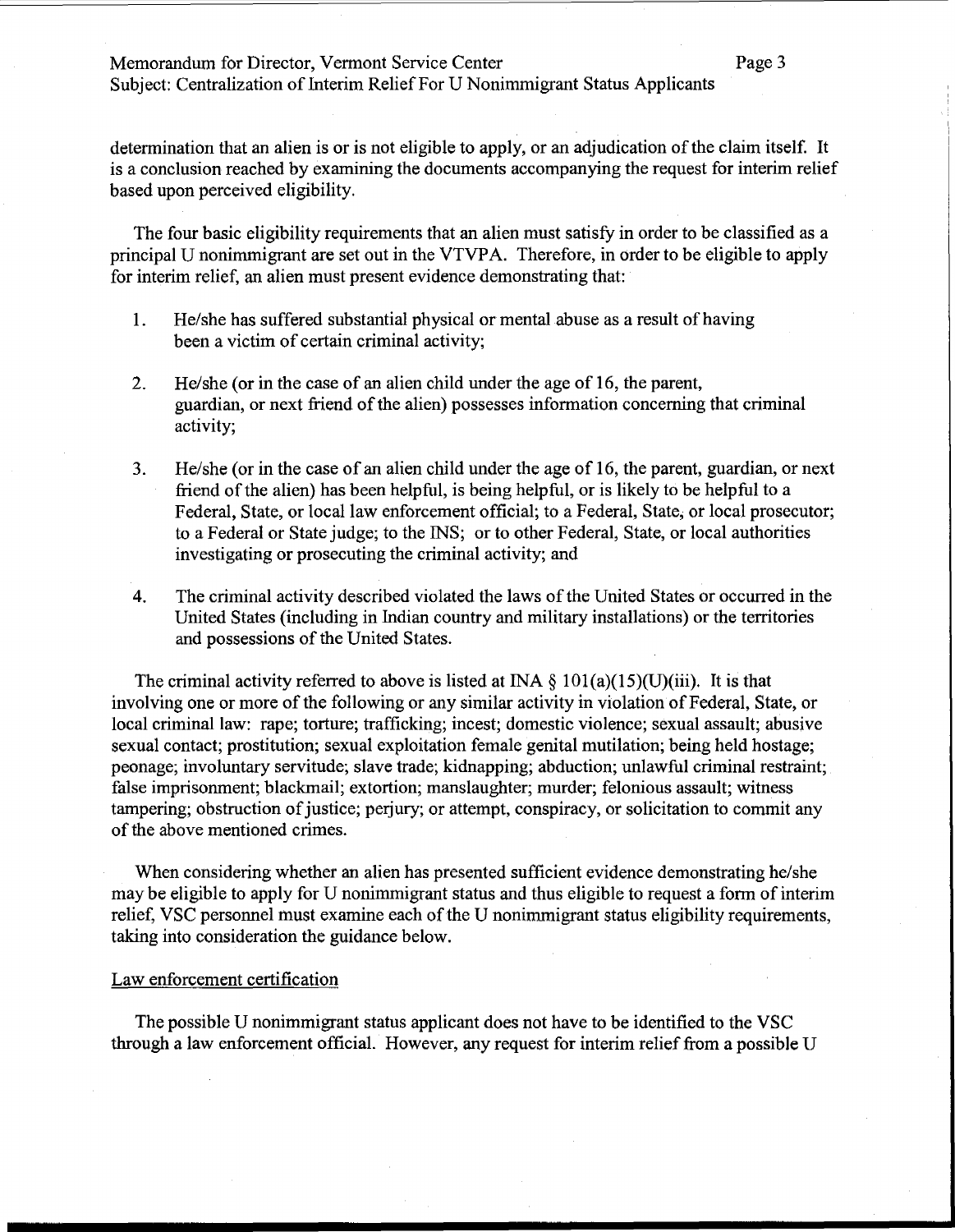determination that an alien is or is not eligible to apply, or an adjudication of the claim itself. It is a conclusion reached by examining the documents accompanying the request for interim relief based upon perceived eligibility.

The four basic eligibility requirements that an alien must satisfy in order to be classified as a principal U nonimmigrant are set out in the VTVPA. Therefore, in order to be eligible to apply for interim relief, an alien must present evidence demonstrating that:

1. He/she has suffered substantial physical or mental abuse as a result of having been a victim of certain criminal activity;

2. He/she (or in the case of an alien child under the age of 16, the parent, guardian, or next friend of the alien) possesses information concerning that criminal activity;

3. He/she (or in the case of an alien child under the age of 16, the parent, guardian, or next friend of the alien) has been helpful, is being helpful, or is likely to be helpful to a Federal, State, or local law enforcement official; to a Federal, State, or local prosecutor; to a Federal or State judge; to the INS; or to other Federal, State, or local authorities investigating or prosecuting the criminal activity; and

4. The criminal activity described violated the laws of the United States or occurred in the United States (including in Indian country and military installations) or the territories and possessions of the United States.

The criminal activity referred to above is listed at INA § 101(a)(15)(U)(iii). It is that involving one or more of the following or any similar activity in violation of Federal, State, or local criminal law: rape; torture; trafficking; incest; domestic violence; sexual assault; abusive sexual contact; prostitution; sexual exploitation female genital mutilation; being held hostage; peonage; involuntary servitude; slave trade; kidnapping; abduction; unlawful criminal restraint; false imprisonment; blackmail; extortion; manslaughter; murder; felonious assault; witness tampering; obstruction of justice; perjury; or attempt, conspiracy, or solicitation to commit any of the above mentioned crimes.

When considering whether an alien has presented sufficient evidence demonstrating he/she may be eligible to apply for U nonimmigrant status and thus eligible to request a form of interim relief, VSC personnel must examine each of the U nonimmigrant status eligibility requirements, taking into consideration the guidance below.

Law enforcement certification

The possible U nonimmigrant status applicant does not have to be identified to the VSC through a law enforcement official. However, any request for interim relief from a possible U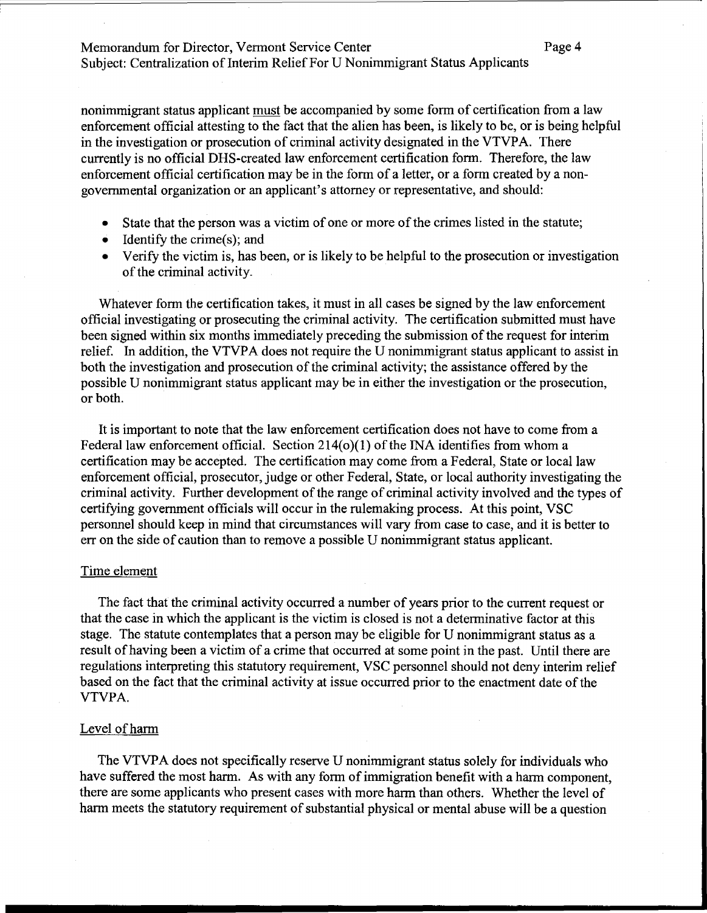nonimmigrant status applicant must be accompanied by some form of certification from a law enforcement official attesting to the fact that the alien has been, is likely to be, or is being helpful in the investigation or prosecution of criminal activity designated in the VTVPA. There currently is no official DHS-created law enforcement certification form. Therefore, the law enforcement official certification may be in the form of a letter, or a form created by a non-governmental organization or an applicant's attorney or representative, and should:

- State that the person was a victim of one or more of the crimes listed in the statute;
- Identify the crime(s); and
- Verify the victim is, has been, or is likely to be helpful to the prosecution or investigation of the criminal activity.

Whatever form the certification takes, it must in all cases be signed by the law enforcement official investigating or prosecuting the criminal activity. The certification submitted must have been signed within six months immediately preceding the submission of the request for interim relief. In addition, the VTVPA does not require the U nonimmigrant status applicant to assist in both the investigation and prosecution of the criminal activity; the assistance offered by the possible U nonimmigrant status applicant may be in either the investigation or the prosecution, or both.

It is important to note that the law enforcement certification does not have to come from a Federal law enforcement official. Section 214(o)(1) of the INA identifies from whom a certification may be accepted. The certification may come from a Federal, State or local law enforcement official, prosecutor, judge or other Federal, State, or local authority investigating the criminal activity. Further development of the range of criminal activity involved and the types of certifying government officials will occur in the rulemaking process. At this point, VSC personnel should keep in mind that circumstances will vary from case to case, and it is better to err on the side of caution than to remove a possible U nonimmigrant status applicant.

Time element

The fact that the criminal activity occurred a number of years prior to the current request or that the case in which the applicant is the victim is closed is not a determinative factor at this stage. The statute contemplates that a person may be eligible for U nonimmigrant status as a result of having been a victim of a crime that occurred at some point in the past. Until there are regulations interpreting this statutory requirement, VSC personnel should not deny interim relief based on the fact that the criminal activity at issue occurred prior to the enactment date of the VTVPA.

Level of harm

The VTVPA does not specifically reserve U nonimmigrant status solely for individuals who have suffered the most harm. As with any form of immigration benefit with a harm component, there are some applicants who present cases with more harm than others. Whether the level of harm meets the statutory requirement of substantial physical or mental abuse will be a question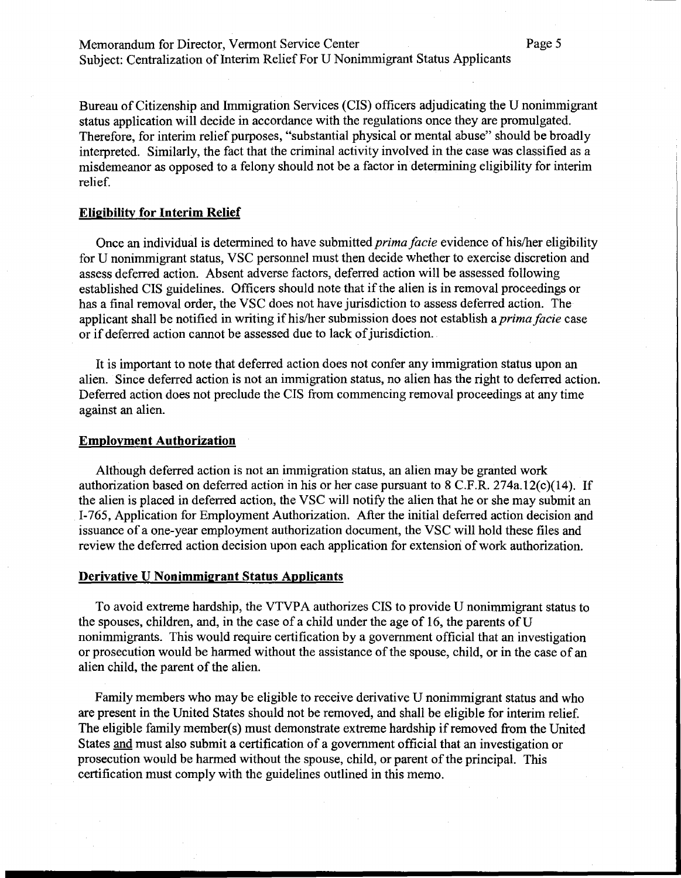Bureau of Citizenship and Immigration Services (CIS) officers adjudicating the U nonimmigrant status application will decide in accordance with the regulations once they are promulgated. Therefore, for interim relief purposes, "substantial physical or mental abuse" should be broadly interpreted. Similarly, the fact that the criminal activity involved in the case was classified as a misdemeanor as opposed to a felony should not be a factor in determining eligibility for interim relief.

## Eligibility for Interim Relief

Once an individual is determined to have submitted *prima facie* evidence of his/her eligibility for U nonimmigrant status, VSC personnel must then decide whether to exercise discretion and assess deferred action. Absent adverse factors, deferred action will be assessed following established CIS guidelines. Officers should note that if the alien is in removal proceedings or has a final removal order, the VSC does not have jurisdiction to assess deferred action. The applicant shall be notified in writing if his/her submission does not establish a *prima facie* case or if deferred action cannot be assessed due to lack of jurisdiction.

It is important to note that deferred action does not confer any immigration status upon an alien. Since deferred action is not an immigration status, no alien has the right to deferred action. Deferred action does not preclude the CIS from commencing removal proceedings at any time against an alien.

## Employment Authorization

Although deferred action is not an immigration status, an alien may be granted work authorization based on deferred action in his or her case pursuant to 8 C.F.R. 274a.12(c)(14). If the alien is placed in deferred action, the VSC will notify the alien that he or she may submit an I-765, Application for Employment Authorization. After the initial deferred action decision and issuance of a one-year employment authorization document, the VSC will hold these files and review the deferred action decision upon each application for extension of work authorization.

## Derivative U Nonimmigrant Status Applicants

To avoid extreme hardship, the VTVPA authorizes CIS to provide U nonimmigrant status to the spouses, children, and, in the case of a child under the age of 16, the parents of U nonimmigrants. This would require certification by a government official that an investigation or prosecution would be harmed without the assistance of the spouse, child, or in the case of an alien child, the parent of the alien.

Family members who may be eligible to receive derivative U nonimmigrant status and who are present in the United States should not be removed, and shall be eligible for interim relief. The eligible family member(s) must demonstrate extreme hardship if removed from the United States and must also submit a certification of a government official that an investigation or prosecution would be harmed without the spouse, child, or parent of the principal. This certification must comply with the guidelines outlined in this memo.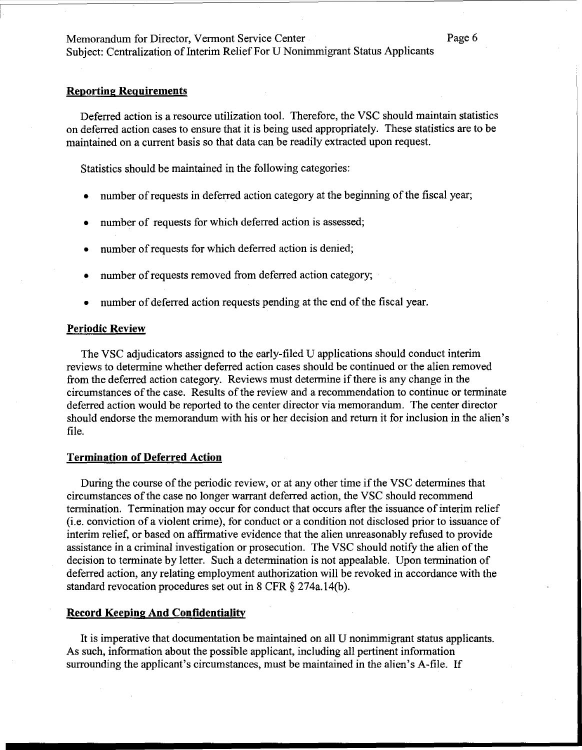## Reporting Requirements

Deferred action is a resource utilization tool. Therefore, the VSC should maintain statistics on deferred action cases to ensure that it is being used appropriately. These statistics are to be maintained on a current basis so that data can be readily extracted upon request.

Statistics should be maintained in the following categories:

- number of requests in deferred action category at the beginning of the fiscal year;
- number of requests for which deferred action is assessed;
- number of requests for which deferred action is denied;
- number of requests removed from deferred action category;
- number of deferred action requests pending at the end of the fiscal year.

## Periodic Review

The VSC adjudicators assigned to the early-filed U applications should conduct interim reviews to determine whether deferred action cases should be continued or the alien removed from the deferred action category. Reviews must determine if there is any change in the circumstances of the case. Results of the review and a recommendation to continue or terminate deferred action would be reported to the center director via memorandum. The center director should endorse the memorandum with his or her decision and return it for inclusion in the alien's file.

## Termination of Deferred Action

During the course of the periodic review, or at any other time if the VSC determines that circumstances of the case no longer warrant deferred action, the VSC should recommend termination. Termination may occur for conduct that occurs after the issuance of interim relief (i.e. conviction of a violent crime), for conduct or a condition not disclosed prior to issuance of interim relief, or based on affirmative evidence that the alien unreasonably refused to provide assistance in a criminal investigation or prosecution. The VSC should notify the alien of the decision to terminate by letter. Such a determination is not appealable. Upon termination of deferred action, any relating employment authorization will be revoked in accordance with the standard revocation procedures set out in 8 CFR § 274a.14(b).

## Record Keeping And Confidentiality

It is imperative that documentation be maintained on all U nonimmigrant status applicants. As such, information about the possible applicant, including all pertinent information surrounding the applicant's circumstances, must be maintained in the alien's A-file. If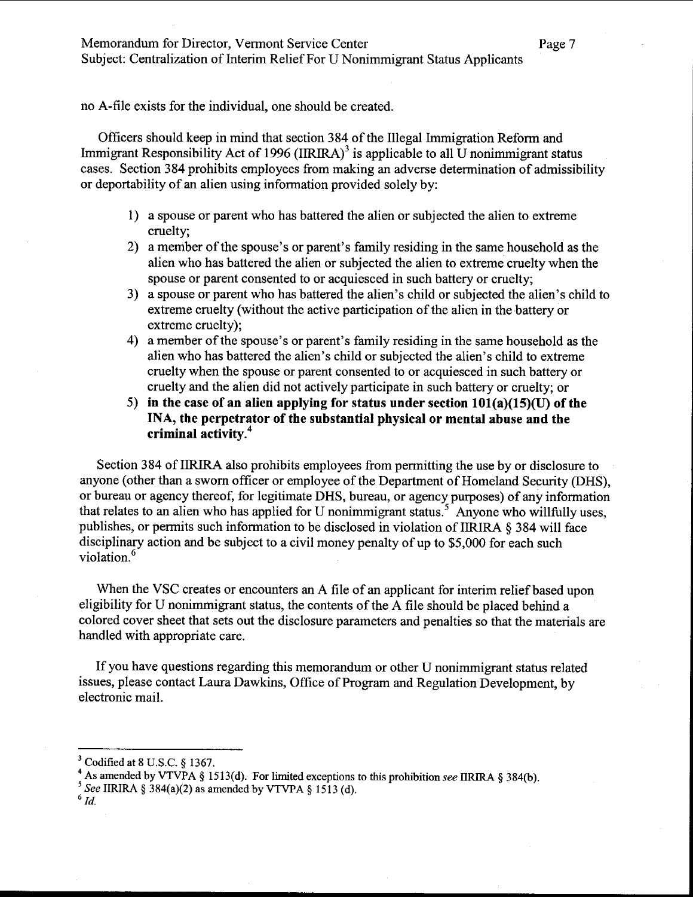no A-file exists for the individual, one should be created.

Officers should keep in mind that section 384 of the Illegal Immigration Reform and Immigrant Responsibility Act of 1996 (IIRIRA)[3] is applicable to all U nonimmigrant status cases. Section 384 prohibits employees from making an adverse determination of admissibility or deportability of an alien using information provided solely by:

1) a spouse or parent who has battered the alien or subjected the alien to extreme cruelty;
2) a member of the spouse's or parent's family residing in the same household as the alien who has battered the alien or subjected the alien to extreme cruelty when the spouse or parent consented to or acquiesced in such battery or cruelty;
3) a spouse or parent who has battered the alien's child or subjected the alien's child to extreme cruelty (without the active participation of the alien in the battery or extreme cruelty);
4) a member of the spouse's or parent's family residing in the same household as the alien who has battered the alien's child or subjected the alien's child to extreme cruelty when the spouse or parent consented to or acquiesced in such battery or cruelty and the alien did not actively participate in such battery or cruelty; or
5) **in the case of an alien applying for status under section 101(a)(15)(U) of the INA, the perpetrator of the substantial physical or mental abuse and the criminal activity.**[4]

Section 384 of IIRIRA also prohibits employees from permitting the use by or disclosure to anyone (other than a sworn officer or employee of the Department of Homeland Security (DHS), or bureau or agency thereof, for legitimate DHS, bureau, or agency purposes) of any information that relates to an alien who has applied for U nonimmigrant status.[5] Anyone who willfully uses, publishes, or permits such information to be disclosed in violation of IIRIRA § 384 will face disciplinary action and be subject to a civil money penalty of up to $5,000 for each such violation.[6]

When the VSC creates or encounters an A file of an applicant for interim relief based upon eligibility for U nonimmigrant status, the contents of the A file should be placed behind a colored cover sheet that sets out the disclosure parameters and penalties so that the materials are handled with appropriate care.

If you have questions regarding this memorandum or other U nonimmigrant status related issues, please contact Laura Dawkins, Office of Program and Regulation Development, by electronic mail.

---

[3] Codified at 8 U.S.C. § 1367.

[4] As amended by VTVPA § 1513(d). For limited exceptions to this prohibition *see* IIRIRA § 384(b).

[5] *See* IIRIRA § 384(a)(2) as amended by VTVPA § 1513 (d).

[6] *Id.*